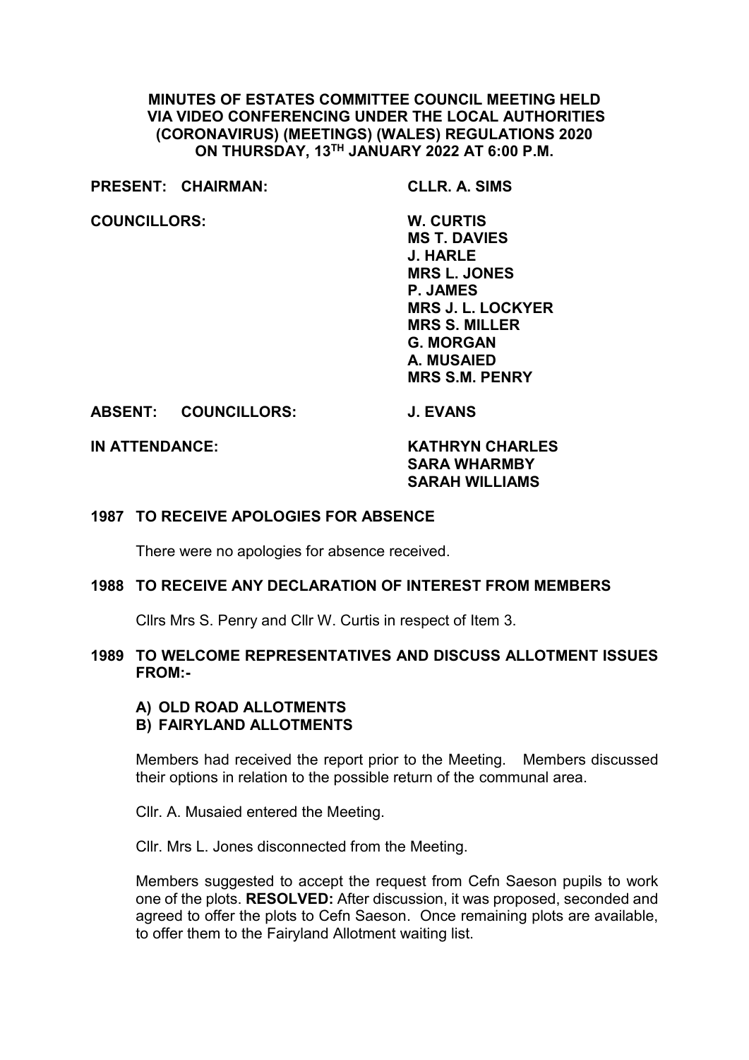# MINUTES OF ESTATES COMMITTEE COUNCIL MEETING HELD VIA VIDEO CONFERENCING UNDER THE LOCAL AUTHORITIES (CORONAVIRUS) (MEETINGS) (WALES) REGULATIONS 2020 ON THURSDAY, 13TH JANUARY 2022 AT 6:00 P.M.

**PRESENT: CHAIRMAN:** **CLLR. A. SIMS**

**COUNCILLORS:**
**W. CURTIS**
**MS T. DAVIES**
**J. HARLE**
**MRS L. JONES**
**P. JAMES**
**MRS J. L. LOCKYER**
**MRS S. MILLER**
**G. MORGAN**
**A. MUSAIED**
**MRS S.M. PENRY**

**ABSENT: COUNCILLORS:** **J. EVANS**

**IN ATTENDANCE:**
**KATHRYN CHARLES**
**SARA WHARMBY**
**SARAH WILLIAMS**

## 1987 TO RECEIVE APOLOGIES FOR ABSENCE

There were no apologies for absence received.

## 1988 TO RECEIVE ANY DECLARATION OF INTEREST FROM MEMBERS

Cllrs Mrs S. Penry and Cllr W. Curtis in respect of Item 3.

## 1989 TO WELCOME REPRESENTATIVES AND DISCUSS ALLOTMENT ISSUES FROM:-

### A) OLD ROAD ALLOTMENTS
### B) FAIRYLAND ALLOTMENTS

Members had received the report prior to the Meeting. Members discussed their options in relation to the possible return of the communal area.

Cllr. A. Musaied entered the Meeting.

Cllr. Mrs L. Jones disconnected from the Meeting.

Members suggested to accept the request from Cefn Saeson pupils to work one of the plots. **RESOLVED:** After discussion, it was proposed, seconded and agreed to offer the plots to Cefn Saeson. Once remaining plots are available, to offer them to the Fairyland Allotment waiting list.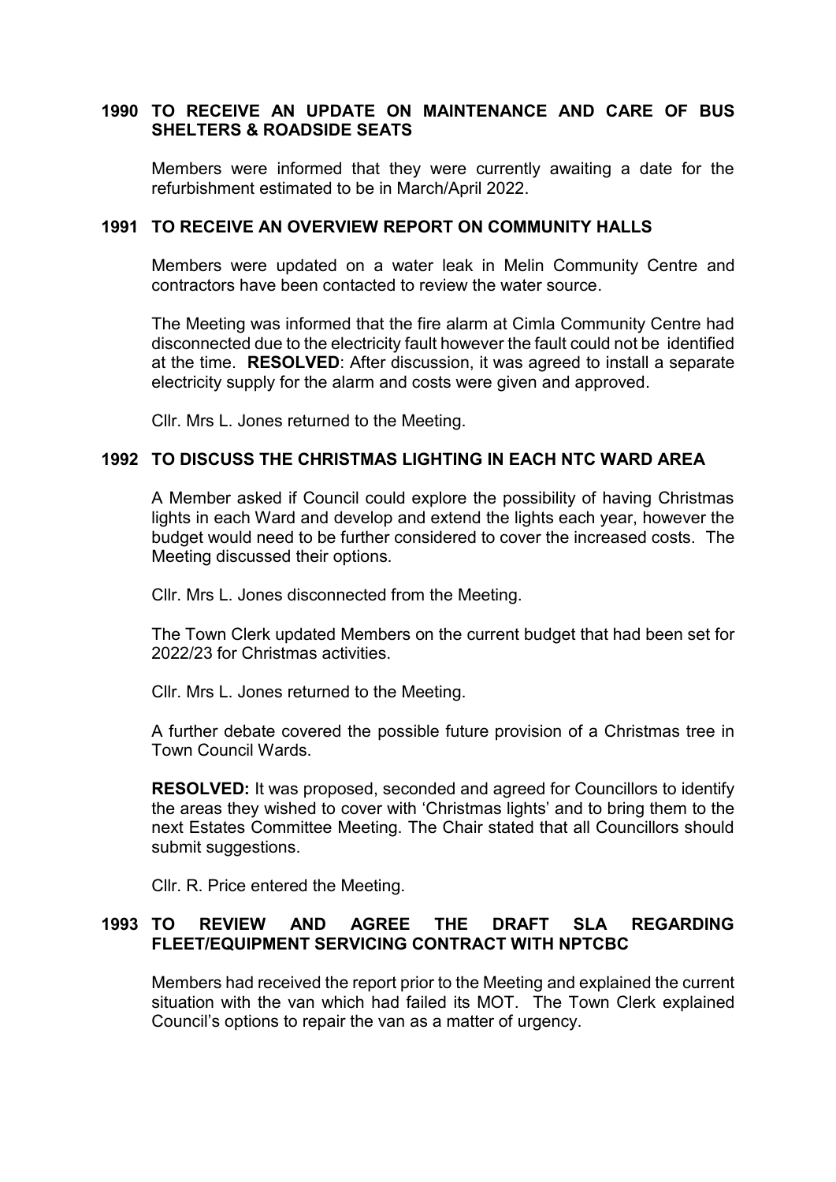**1990 TO RECEIVE AN UPDATE ON MAINTENANCE AND CARE OF BUS SHELTERS & ROADSIDE SEATS**

Members were informed that they were currently awaiting a date for the refurbishment estimated to be in March/April 2022.

**1991 TO RECEIVE AN OVERVIEW REPORT ON COMMUNITY HALLS**

Members were updated on a water leak in Melin Community Centre and contractors have been contacted to review the water source.

The Meeting was informed that the fire alarm at Cimla Community Centre had disconnected due to the electricity fault however the fault could not be identified at the time. **RESOLVED**: After discussion, it was agreed to install a separate electricity supply for the alarm and costs were given and approved.

Cllr. Mrs L. Jones returned to the Meeting.

**1992 TO DISCUSS THE CHRISTMAS LIGHTING IN EACH NTC WARD AREA**

A Member asked if Council could explore the possibility of having Christmas lights in each Ward and develop and extend the lights each year, however the budget would need to be further considered to cover the increased costs. The Meeting discussed their options.

Cllr. Mrs L. Jones disconnected from the Meeting.

The Town Clerk updated Members on the current budget that had been set for 2022/23 for Christmas activities.

Cllr. Mrs L. Jones returned to the Meeting.

A further debate covered the possible future provision of a Christmas tree in Town Council Wards.

**RESOLVED:** It was proposed, seconded and agreed for Councillors to identify the areas they wished to cover with 'Christmas lights' and to bring them to the next Estates Committee Meeting. The Chair stated that all Councillors should submit suggestions.

Cllr. R. Price entered the Meeting.

**1993 TO REVIEW AND AGREE THE DRAFT SLA REGARDING FLEET/EQUIPMENT SERVICING CONTRACT WITH NPTCBC**

Members had received the report prior to the Meeting and explained the current situation with the van which had failed its MOT. The Town Clerk explained Council's options to repair the van as a matter of urgency.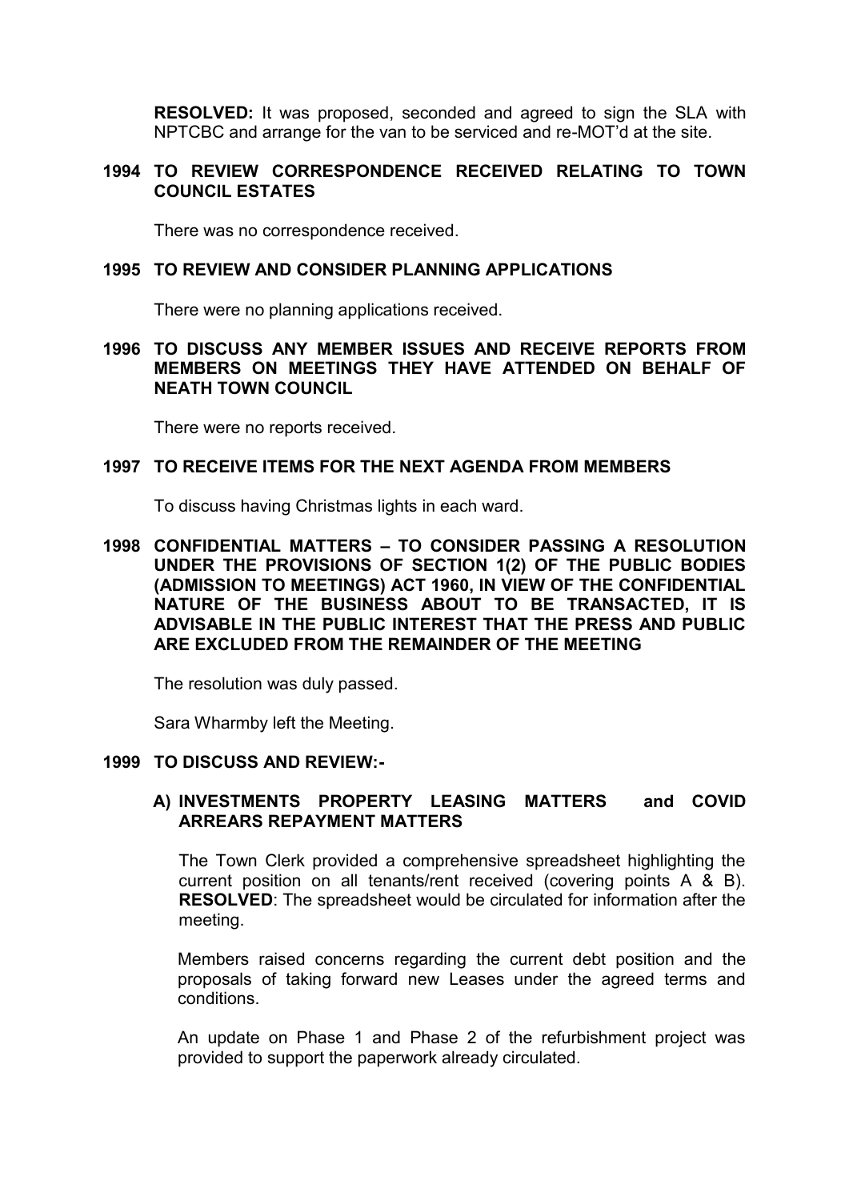**RESOLVED:** It was proposed, seconded and agreed to sign the SLA with NPTCBC and arrange for the van to be serviced and re-MOT'd at the site.

## 1994 TO REVIEW CORRESPONDENCE RECEIVED RELATING TO TOWN COUNCIL ESTATES

There was no correspondence received.

## 1995 TO REVIEW AND CONSIDER PLANNING APPLICATIONS

There were no planning applications received.

## 1996 TO DISCUSS ANY MEMBER ISSUES AND RECEIVE REPORTS FROM MEMBERS ON MEETINGS THEY HAVE ATTENDED ON BEHALF OF NEATH TOWN COUNCIL

There were no reports received.

## 1997 TO RECEIVE ITEMS FOR THE NEXT AGENDA FROM MEMBERS

To discuss having Christmas lights in each ward.

## 1998 CONFIDENTIAL MATTERS – TO CONSIDER PASSING A RESOLUTION UNDER THE PROVISIONS OF SECTION 1(2) OF THE PUBLIC BODIES (ADMISSION TO MEETINGS) ACT 1960, IN VIEW OF THE CONFIDENTIAL NATURE OF THE BUSINESS ABOUT TO BE TRANSACTED, IT IS ADVISABLE IN THE PUBLIC INTEREST THAT THE PRESS AND PUBLIC ARE EXCLUDED FROM THE REMAINDER OF THE MEETING

The resolution was duly passed.

Sara Wharmby left the Meeting.

## 1999 TO DISCUSS AND REVIEW:-

### A) INVESTMENTS PROPERTY LEASING MATTERS and COVID ARREARS REPAYMENT MATTERS

The Town Clerk provided a comprehensive spreadsheet highlighting the current position on all tenants/rent received (covering points A & B). **RESOLVED**: The spreadsheet would be circulated for information after the meeting.

Members raised concerns regarding the current debt position and the proposals of taking forward new Leases under the agreed terms and conditions.

An update on Phase 1 and Phase 2 of the refurbishment project was provided to support the paperwork already circulated.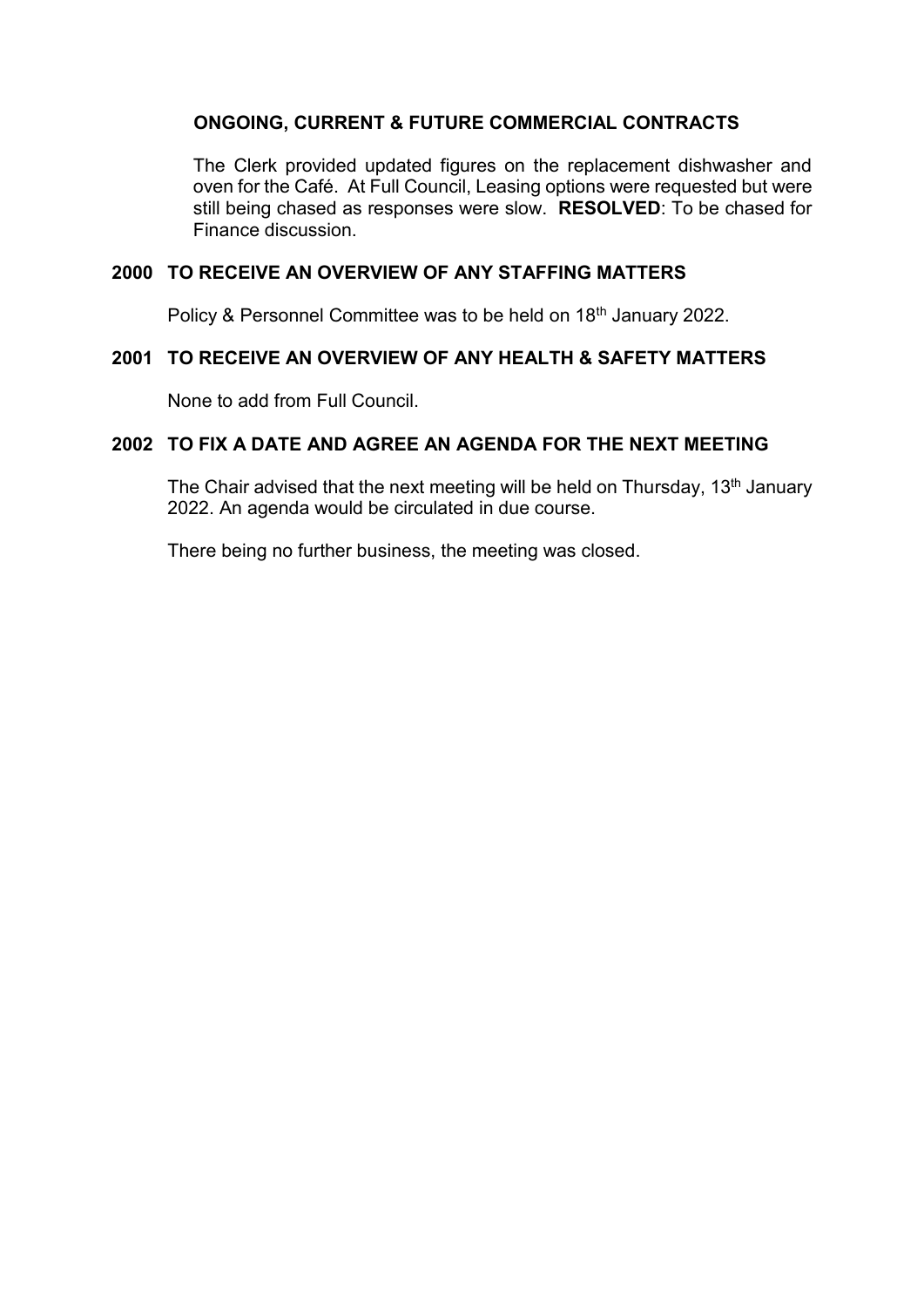**ONGOING, CURRENT & FUTURE COMMERCIAL CONTRACTS**

The Clerk provided updated figures on the replacement dishwasher and oven for the Café. At Full Council, Leasing options were requested but were still being chased as responses were slow. **RESOLVED**: To be chased for Finance discussion.

**2000 TO RECEIVE AN OVERVIEW OF ANY STAFFING MATTERS**

Policy & Personnel Committee was to be held on 18th January 2022.

**2001 TO RECEIVE AN OVERVIEW OF ANY HEALTH & SAFETY MATTERS**

None to add from Full Council.

**2002 TO FIX A DATE AND AGREE AN AGENDA FOR THE NEXT MEETING**

The Chair advised that the next meeting will be held on Thursday, 13th January 2022. An agenda would be circulated in due course.

There being no further business, the meeting was closed.